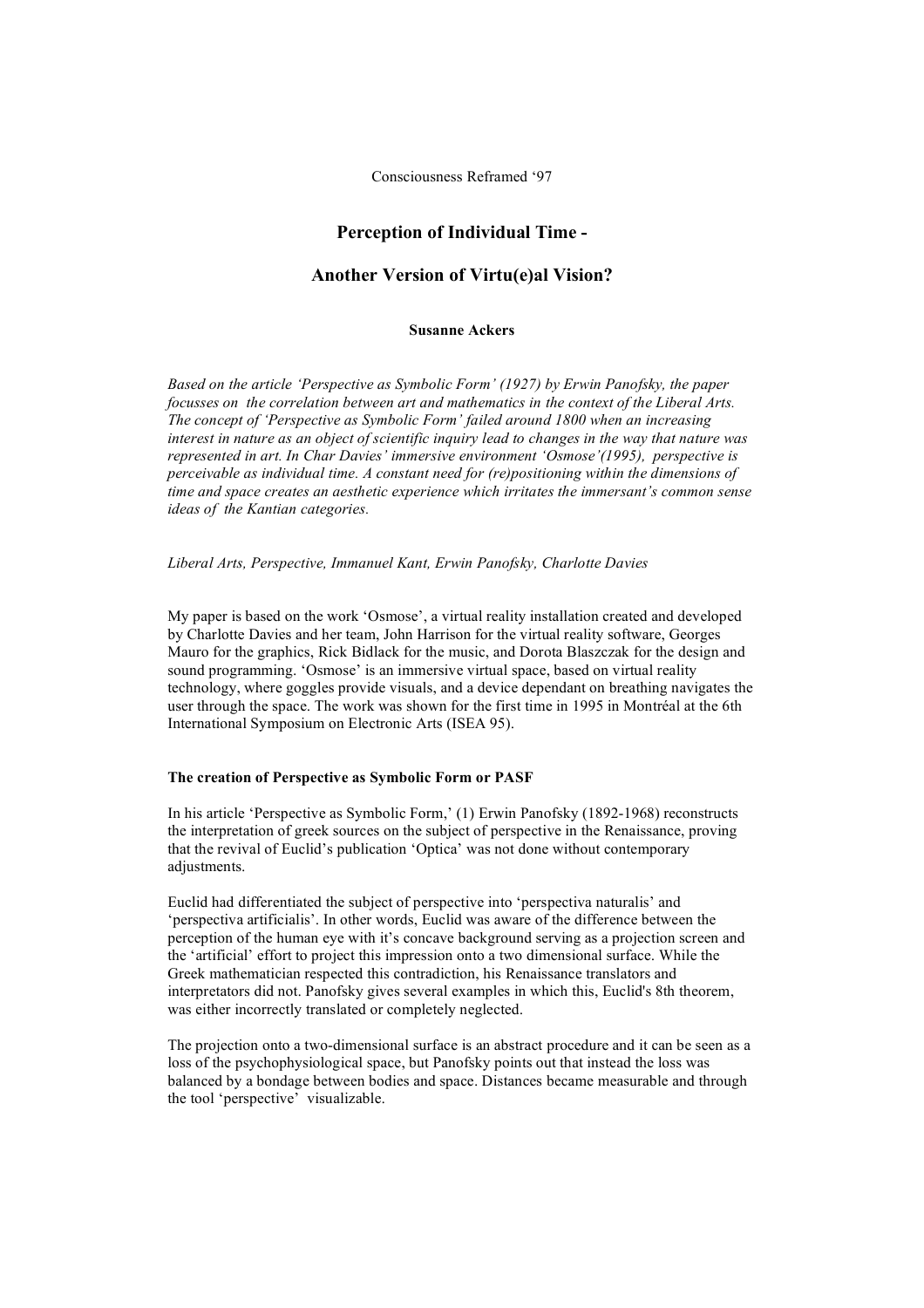Consciousness Reframed '97

# Perception of Individual Time -

# Another Version of Virtu(e)al Vision?

**Susanne Ackers**

*Based on the article 'Perspective as Symbolic Form' (1927) by Erwin Panofsky, the paper focusses on the correlation between art and mathematics in the context of the Liberal Arts. The concept of 'Perspective as Symbolic Form' failed around 1800 when an increasing interest in nature as an object of scientific inquiry lead to changes in the way that nature was represented in art. In Char Davies' immersive environment 'Osmose'(1995), perspective is perceivable as individual time. A constant need for (re)positioning within the dimensions of time and space creates an aesthetic experience which irritates the immersant's common sense ideas of the Kantian categories.*

*Liberal Arts, Perspective, Immanuel Kant, Erwin Panofsky, Charlotte Davies*

My paper is based on the work 'Osmose', a virtual reality installation created and developed by Charlotte Davies and her team, John Harrison for the virtual reality software, Georges Mauro for the graphics, Rick Bidlack for the music, and Dorota Blaszczak for the design and sound programming. 'Osmose' is an immersive virtual space, based on virtual reality technology, where goggles provide visuals, and a device dependant on breathing navigates the user through the space. The work was shown for the first time in 1995 in Montréal at the 6th International Symposium on Electronic Arts (ISEA 95).

### The creation of Perspective as Symbolic Form or PASF

In his article 'Perspective as Symbolic Form,' (1) Erwin Panofsky (1892-1968) reconstructs the interpretation of greek sources on the subject of perspective in the Renaissance, proving that the revival of Euclid's publication 'Optica' was not done without contemporary adjustments.

Euclid had differentiated the subject of perspective into 'perspectiva naturalis' and 'perspectiva artificialis'. In other words, Euclid was aware of the difference between the perception of the human eye with it's concave background serving as a projection screen and the 'artificial' effort to project this impression onto a two dimensional surface. While the Greek mathematician respected this contradiction, his Renaissance translators and interpretators did not. Panofsky gives several examples in which this, Euclid's 8th theorem, was either incorrectly translated or completely neglected.

The projection onto a two-dimensional surface is an abstract procedure and it can be seen as a loss of the psychophysiological space, but Panofsky points out that instead the loss was balanced by a bondage between bodies and space. Distances became measurable and through the tool 'perspective' visualizable.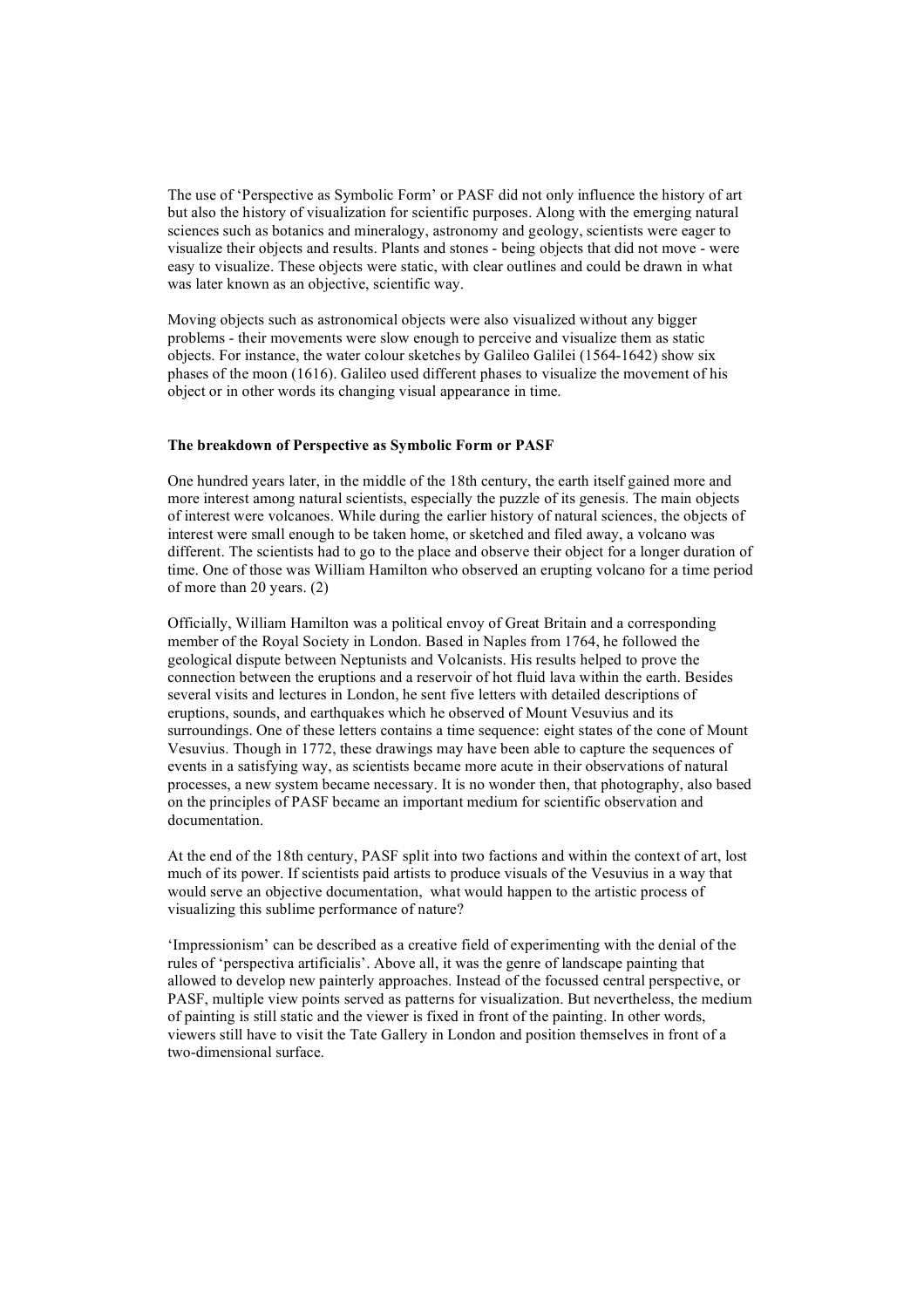The use of 'Perspective as Symbolic Form' or PASF did not only influence the history of art but also the history of visualization for scientific purposes. Along with the emerging natural sciences such as botanics and mineralogy, astronomy and geology, scientists were eager to visualize their objects and results. Plants and stones - being objects that did not move - were easy to visualize. These objects were static, with clear outlines and could be drawn in what was later known as an objective, scientific way.

Moving objects such as astronomical objects were also visualized without any bigger problems - their movements were slow enough to perceive and visualize them as static objects. For instance, the water colour sketches by Galileo Galilei (1564-1642) show six phases of the moon (1616). Galileo used different phases to visualize the movement of his object or in other words its changing visual appearance in time.

**The breakdown of Perspective as Symbolic Form or PASF**

One hundred years later, in the middle of the 18th century, the earth itself gained more and more interest among natural scientists, especially the puzzle of its genesis. The main objects of interest were volcanoes. While during the earlier history of natural sciences, the objects of interest were small enough to be taken home, or sketched and filed away, a volcano was different. The scientists had to go to the place and observe their object for a longer duration of time. One of those was William Hamilton who observed an erupting volcano for a time period of more than 20 years. (2)

Officially, William Hamilton was a political envoy of Great Britain and a corresponding member of the Royal Society in London. Based in Naples from 1764, he followed the geological dispute between Neptunists and Volcanists. His results helped to prove the connection between the eruptions and a reservoir of hot fluid lava within the earth. Besides several visits and lectures in London, he sent five letters with detailed descriptions of eruptions, sounds, and earthquakes which he observed of Mount Vesuvius and its surroundings. One of these letters contains a time sequence: eight states of the cone of Mount Vesuvius. Though in 1772, these drawings may have been able to capture the sequences of events in a satisfying way, as scientists became more acute in their observations of natural processes, a new system became necessary. It is no wonder then, that photography, also based on the principles of PASF became an important medium for scientific observation and documentation.

At the end of the 18th century, PASF split into two factions and within the context of art, lost much of its power. If scientists paid artists to produce visuals of the Vesuvius in a way that would serve an objective documentation, what would happen to the artistic process of visualizing this sublime performance of nature?

'Impressionism' can be described as a creative field of experimenting with the denial of the rules of 'perspectiva artificialis'. Above all, it was the genre of landscape painting that allowed to develop new painterly approaches. Instead of the focussed central perspective, or PASF, multiple view points served as patterns for visualization. But nevertheless, the medium of painting is still static and the viewer is fixed in front of the painting. In other words, viewers still have to visit the Tate Gallery in London and position themselves in front of a two-dimensional surface.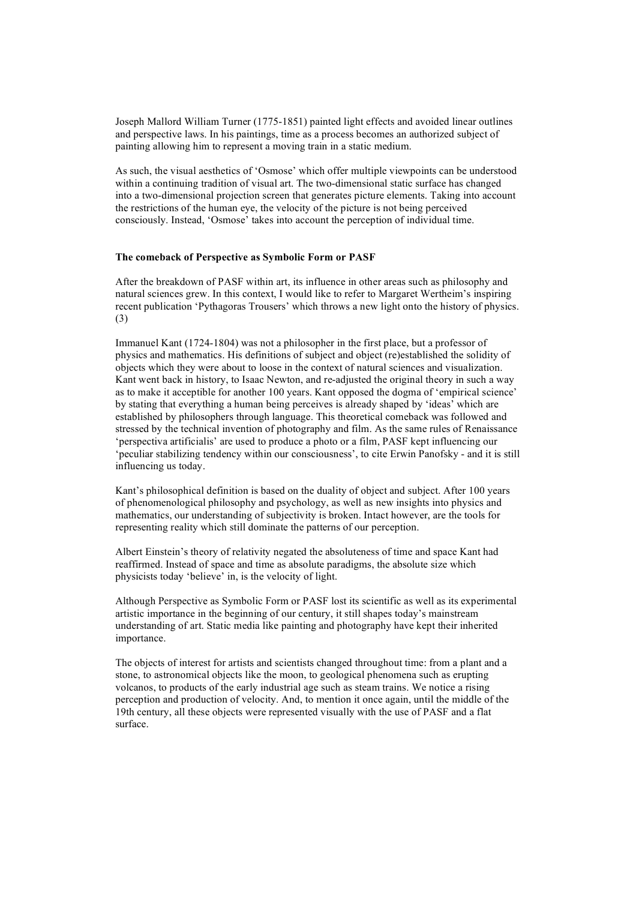Joseph Mallord William Turner (1775-1851) painted light effects and avoided linear outlines and perspective laws. In his paintings, time as a process becomes an authorized subject of painting allowing him to represent a moving train in a static medium.

As such, the visual aesthetics of 'Osmose' which offer multiple viewpoints can be understood within a continuing tradition of visual art. The two-dimensional static surface has changed into a two-dimensional projection screen that generates picture elements. Taking into account the restrictions of the human eye, the velocity of the picture is not being perceived consciously. Instead, 'Osmose' takes into account the perception of individual time.

**The comeback of Perspective as Symbolic Form or PASF**

After the breakdown of PASF within art, its influence in other areas such as philosophy and natural sciences grew. In this context, I would like to refer to Margaret Wertheim's inspiring recent publication 'Pythagoras Trousers' which throws a new light onto the history of physics. (3)

Immanuel Kant (1724-1804) was not a philosopher in the first place, but a professor of physics and mathematics. His definitions of subject and object (re)established the solidity of objects which they were about to loose in the context of natural sciences and visualization. Kant went back in history, to Isaac Newton, and re-adjusted the original theory in such a way as to make it acceptable for another 100 years. Kant opposed the dogma of 'empirical science' by stating that everything a human being perceives is already shaped by 'ideas' which are established by philosophers through language. This theoretical comeback was followed and stressed by the technical invention of photography and film. As the same rules of Renaissance 'perspectiva artificialis' are used to produce a photo or a film, PASF kept influencing our 'peculiar stabilizing tendency within our consciousness', to cite Erwin Panofsky - and it is still influencing us today.

Kant's philosophical definition is based on the duality of object and subject. After 100 years of phenomenological philosophy and psychology, as well as new insights into physics and mathematics, our understanding of subjectivity is broken. Intact however, are the tools for representing reality which still dominate the patterns of our perception.

Albert Einstein's theory of relativity negated the absoluteness of time and space Kant had reaffirmed. Instead of space and time as absolute paradigms, the absolute size which physicists today 'believe' in, is the velocity of light.

Although Perspective as Symbolic Form or PASF lost its scientific as well as its experimental artistic importance in the beginning of our century, it still shapes today's mainstream understanding of art. Static media like painting and photography have kept their inherited importance.

The objects of interest for artists and scientists changed throughout time: from a plant and a stone, to astronomical objects like the moon, to geological phenomena such as erupting volcanos, to products of the early industrial age such as steam trains. We notice a rising perception and production of velocity. And, to mention it once again, until the middle of the 19th century, all these objects were represented visually with the use of PASF and a flat surface.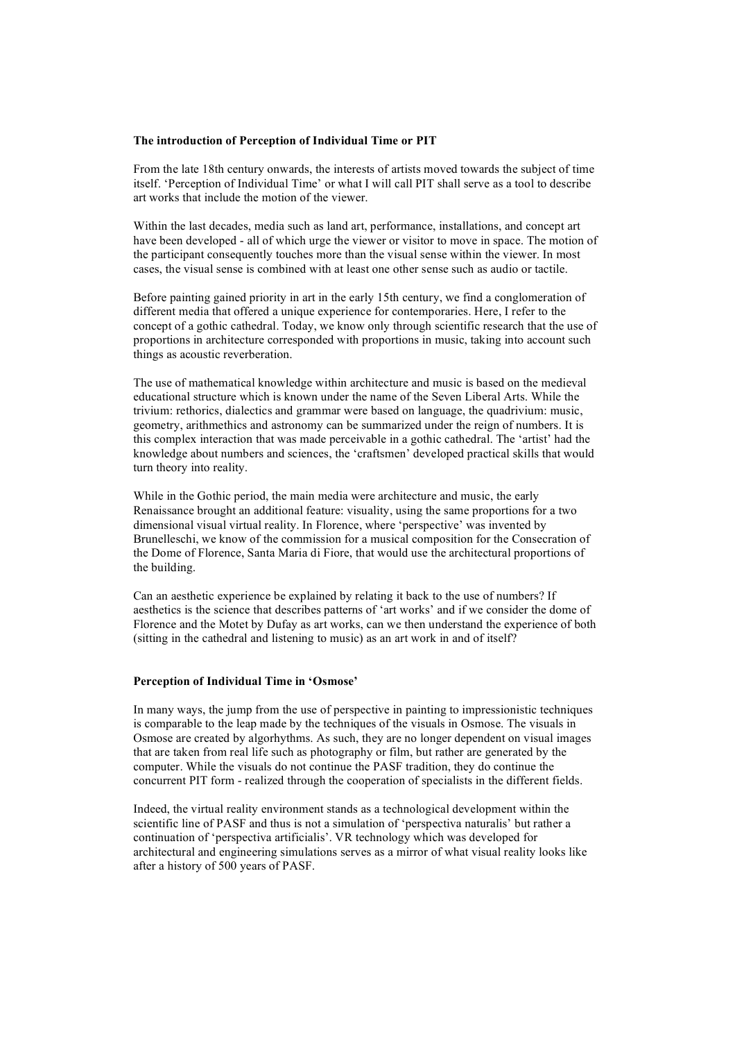**The introduction of Perception of Individual Time or PIT**

From the late 18th century onwards, the interests of artists moved towards the subject of time itself. 'Perception of Individual Time' or what I will call PIT shall serve as a tool to describe art works that include the motion of the viewer.

Within the last decades, media such as land art, performance, installations, and concept art have been developed - all of which urge the viewer or visitor to move in space. The motion of the participant consequently touches more than the visual sense within the viewer. In most cases, the visual sense is combined with at least one other sense such as audio or tactile.

Before painting gained priority in art in the early 15th century, we find a conglomeration of different media that offered a unique experience for contemporaries. Here, I refer to the concept of a gothic cathedral. Today, we know only through scientific research that the use of proportions in architecture corresponded with proportions in music, taking into account such things as acoustic reverberation.

The use of mathematical knowledge within architecture and music is based on the medieval educational structure which is known under the name of the Seven Liberal Arts. While the trivium: rethorics, dialectics and grammar were based on language, the quadrivium: music, geometry, arithmethics and astronomy can be summarized under the reign of numbers. It is this complex interaction that was made perceivable in a gothic cathedral. The 'artist' had the knowledge about numbers and sciences, the 'craftsmen' developed practical skills that would turn theory into reality.

While in the Gothic period, the main media were architecture and music, the early Renaissance brought an additional feature: visuality, using the same proportions for a two dimensional visual virtual reality. In Florence, where 'perspective' was invented by Brunelleschi, we know of the commission for a musical composition for the Consecration of the Dome of Florence, Santa Maria di Fiore, that would use the architectural proportions of the building.

Can an aesthetic experience be explained by relating it back to the use of numbers? If aesthetics is the science that describes patterns of 'art works' and if we consider the dome of Florence and the Motet by Dufay as art works, can we then understand the experience of both (sitting in the cathedral and listening to music) as an art work in and of itself?

**Perception of Individual Time in 'Osmose'**

In many ways, the jump from the use of perspective in painting to impressionistic techniques is comparable to the leap made by the techniques of the visuals in Osmose. The visuals in Osmose are created by algorhythms. As such, they are no longer dependent on visual images that are taken from real life such as photography or film, but rather are generated by the computer. While the visuals do not continue the PASF tradition, they do continue the concurrent PIT form - realized through the cooperation of specialists in the different fields.

Indeed, the virtual reality environment stands as a technological development within the scientific line of PASF and thus is not a simulation of 'perspectiva naturalis' but rather a continuation of 'perspectiva artificialis'. VR technology which was developed for architectural and engineering simulations serves as a mirror of what visual reality looks like after a history of 500 years of PASF.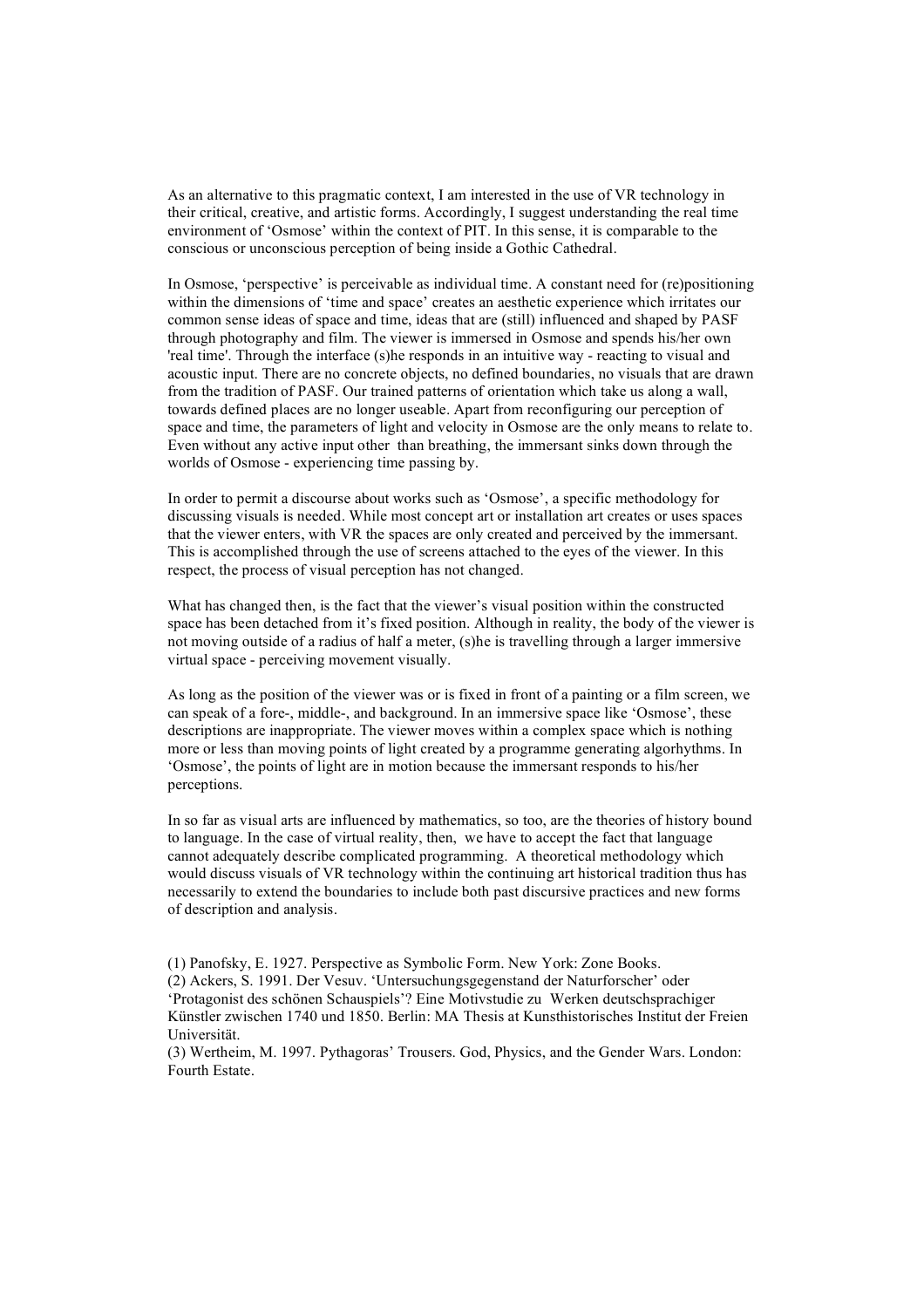As an alternative to this pragmatic context, I am interested in the use of VR technology in their critical, creative, and artistic forms. Accordingly, I suggest understanding the real time environment of 'Osmose' within the context of PIT. In this sense, it is comparable to the conscious or unconscious perception of being inside a Gothic Cathedral.

In Osmose, 'perspective' is perceivable as individual time. A constant need for (re)positioning within the dimensions of 'time and space' creates an aesthetic experience which irritates our common sense ideas of space and time, ideas that are (still) influenced and shaped by PASF through photography and film. The viewer is immersed in Osmose and spends his/her own 'real time'. Through the interface (s)he responds in an intuitive way - reacting to visual and acoustic input. There are no concrete objects, no defined boundaries, no visuals that are drawn from the tradition of PASF. Our trained patterns of orientation which take us along a wall, towards defined places are no longer useable. Apart from reconfiguring our perception of space and time, the parameters of light and velocity in Osmose are the only means to relate to. Even without any active input other than breathing, the immersant sinks down through the worlds of Osmose - experiencing time passing by.

In order to permit a discourse about works such as 'Osmose', a specific methodology for discussing visuals is needed. While most concept art or installation art creates or uses spaces that the viewer enters, with VR the spaces are only created and perceived by the immersant. This is accomplished through the use of screens attached to the eyes of the viewer. In this respect, the process of visual perception has not changed.

What has changed then, is the fact that the viewer's visual position within the constructed space has been detached from it's fixed position. Although in reality, the body of the viewer is not moving outside of a radius of half a meter, (s)he is travelling through a larger immersive virtual space - perceiving movement visually.

As long as the position of the viewer was or is fixed in front of a painting or a film screen, we can speak of a fore-, middle-, and background. In an immersive space like 'Osmose', these descriptions are inappropriate. The viewer moves within a complex space which is nothing more or less than moving points of light created by a programme generating algorhythms. In 'Osmose', the points of light are in motion because the immersant responds to his/her perceptions.

In so far as visual arts are influenced by mathematics, so too, are the theories of history bound to language. In the case of virtual reality, then, we have to accept the fact that language cannot adequately describe complicated programming. A theoretical methodology which would discuss visuals of VR technology within the continuing art historical tradition thus has necessarily to extend the boundaries to include both past discursive practices and new forms of description and analysis.

(1) Panofsky, E. 1927. Perspective as Symbolic Form. New York: Zone Books.
(2) Ackers, S. 1991. Der Vesuv. 'Untersuchungsgegenstand der Naturforscher' oder 'Protagonist des schönen Schauspiels'? Eine Motivstudie zu Werken deutschsprachiger Künstler zwischen 1740 und 1850. Berlin: MA Thesis at Kunsthistorisches Institut der Freien Universität.
(3) Wertheim, M. 1997. Pythagoras' Trousers. God, Physics, and the Gender Wars. London: Fourth Estate.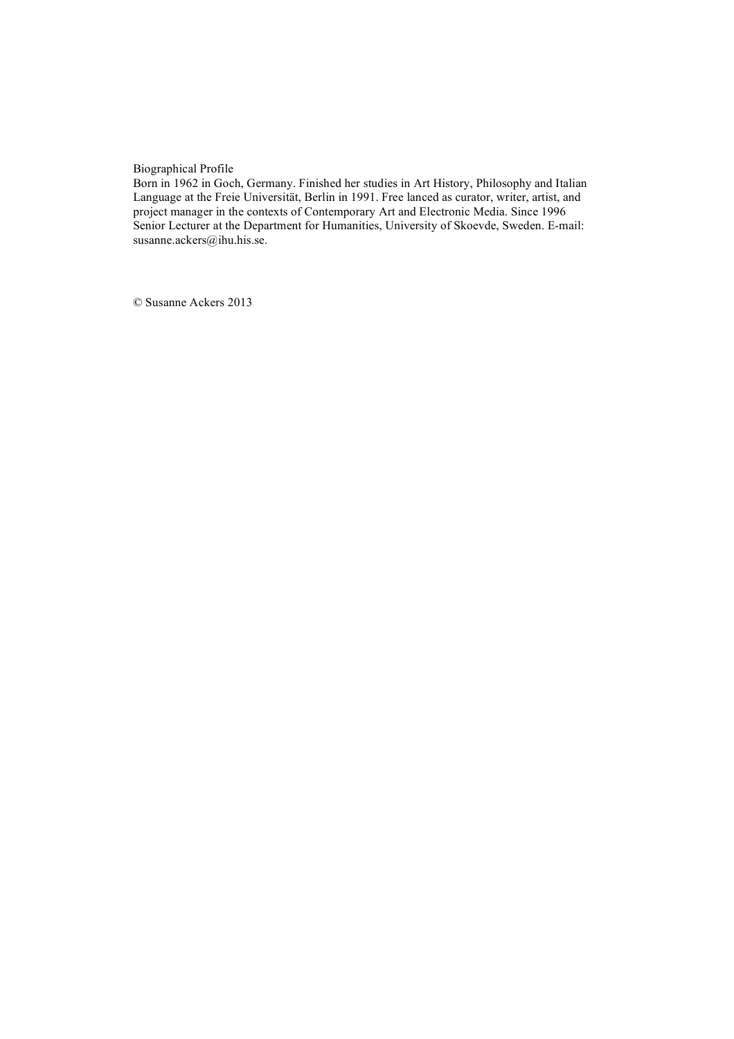Biographical Profile

Born in 1962 in Goch, Germany. Finished her studies in Art History, Philosophy and Italian Language at the Freie Universität, Berlin in 1991. Free lanced as curator, writer, artist, and project manager in the contexts of Contemporary Art and Electronic Media. Since 1996 Senior Lecturer at the Department for Humanities, University of Skoevde, Sweden. E-mail: susanne.ackers@ihu.his.se.

© Susanne Ackers 2013